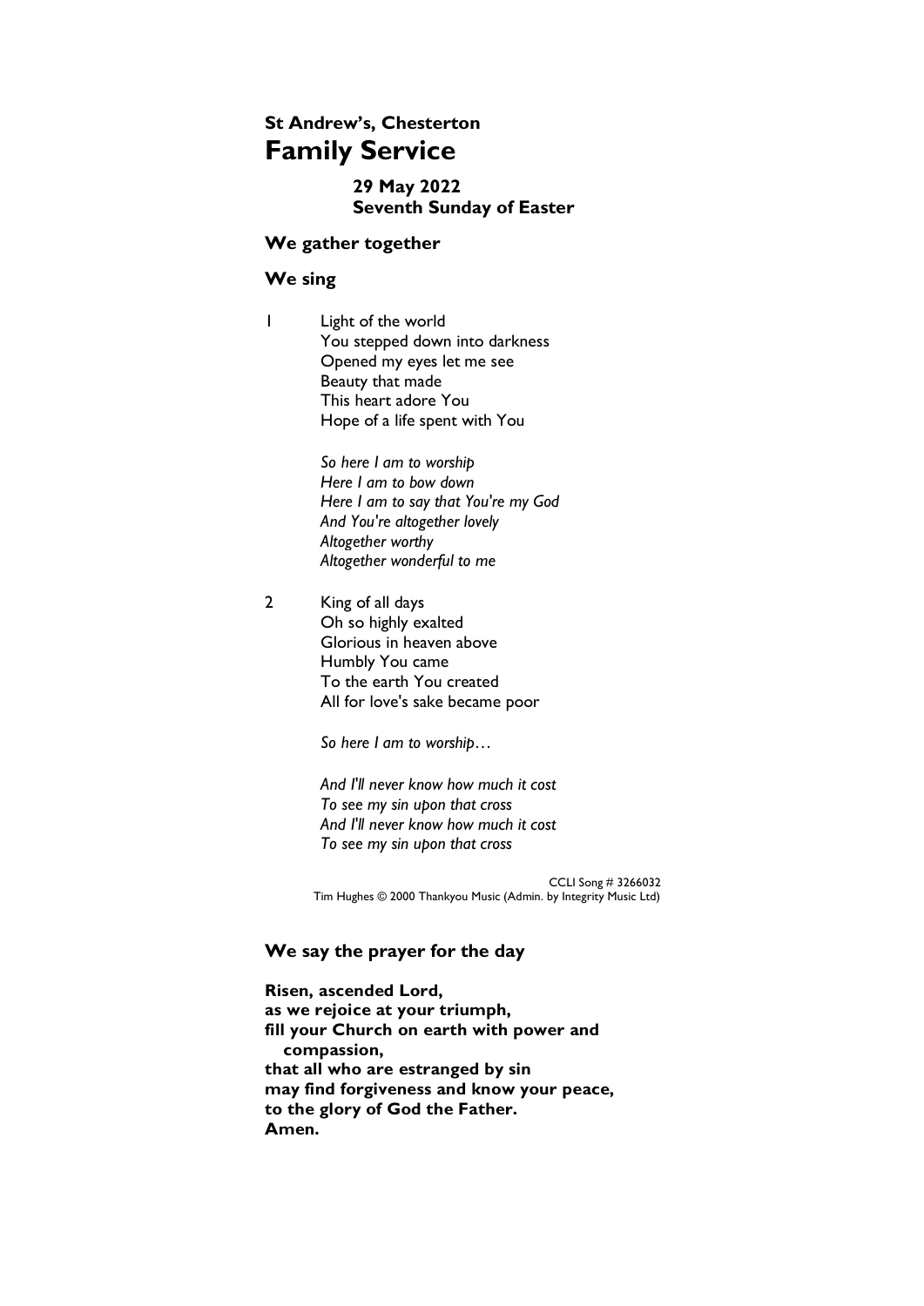### St Andrew's, Chesterton

# Family Service

**29 May 2022**
**Seventh Sunday of Easter**

## We gather together

## We sing

1 Light of the world
You stepped down into darkness
Opened my eyes let me see
Beauty that made
This heart adore You
Hope of a life spent with You

*So here I am to worship*
*Here I am to bow down*
*Here I am to say that You're my God*
*And You're altogether lovely*
*Altogether worthy*
*Altogether wonderful to me*

2 King of all days
Oh so highly exalted
Glorious in heaven above
Humbly You came
To the earth You created
All for love's sake became poor

*So here I am to worship…*

*And I'll never know how much it cost*
*To see my sin upon that cross*
*And I'll never know how much it cost*
*To see my sin upon that cross*

CCLI Song # 3266032
Tim Hughes © 2000 Thankyou Music (Admin. by Integrity Music Ltd)

## We say the prayer for the day

**Risen, ascended Lord,**
**as we rejoice at your triumph,**
**fill your Church on earth with power and compassion,**
**that all who are estranged by sin**
**may find forgiveness and know your peace,**
**to the glory of God the Father.**
**Amen.**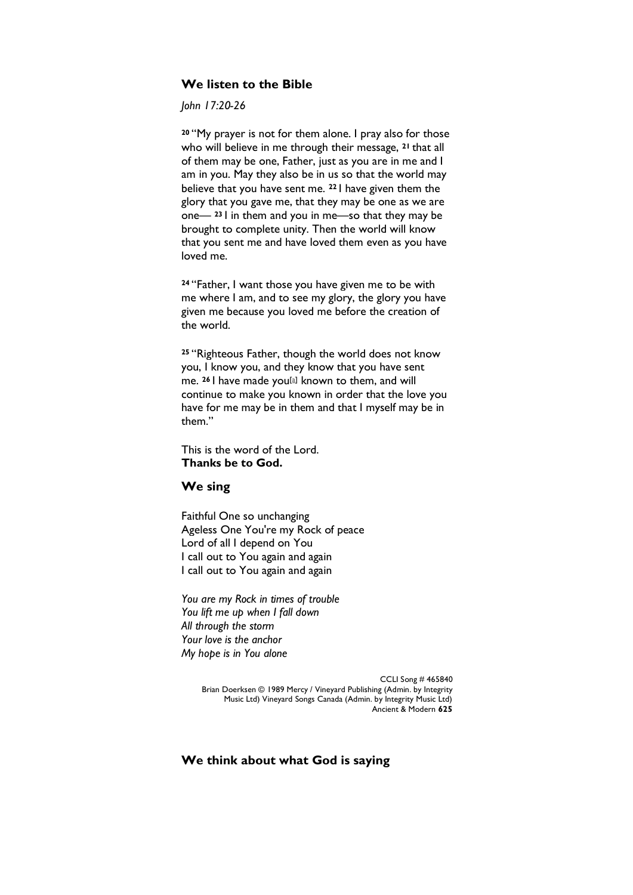## We listen to the Bible

*John 17:20-26*

[20] "My prayer is not for them alone. I pray also for those who will believe in me through their message, [21] that all of them may be one, Father, just as you are in me and I am in you. May they also be in us so that the world may believe that you have sent me. [22] I have given them the glory that you gave me, that they may be one as we are one— [23] I in them and you in me—so that they may be brought to complete unity. Then the world will know that you sent me and have loved them even as you have loved me.

[24] "Father, I want those you have given me to be with me where I am, and to see my glory, the glory you have given me because you loved me before the creation of the world.

[25] "Righteous Father, though the world does not know you, I know you, and they know that you have sent me. [26] I have made you[a] known to them, and will continue to make you known in order that the love you have for me may be in them and that I myself may be in them."

This is the word of the Lord.
**Thanks be to God.**

## We sing

Faithful One so unchanging
Ageless One You're my Rock of peace
Lord of all I depend on You
I call out to You again and again
I call out to You again and again

*You are my Rock in times of trouble*
*You lift me up when I fall down*
*All through the storm*
*Your love is the anchor*
*My hope is in You alone*

CCLI Song # 465840
Brian Doerksen © 1989 Mercy / Vineyard Publishing (Admin. by Integrity Music Ltd) Vineyard Songs Canada (Admin. by Integrity Music Ltd)
Ancient & Modern **625**

## We think about what God is saying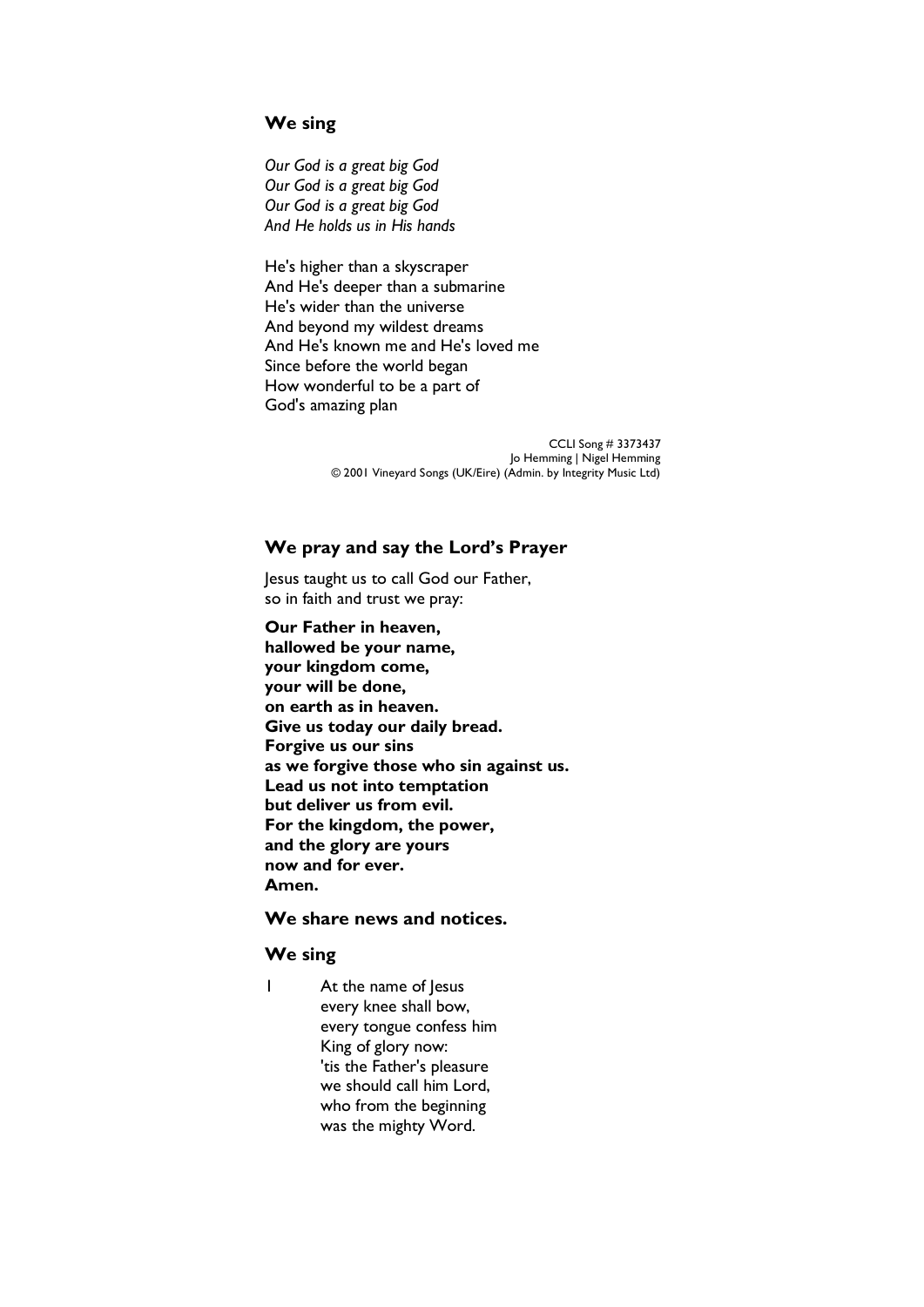## We sing

*Our God is a great big God*
*Our God is a great big God*
*Our God is a great big God*
*And He holds us in His hands*

He's higher than a skyscraper
And He's deeper than a submarine
He's wider than the universe
And beyond my wildest dreams
And He's known me and He's loved me
Since before the world began
How wonderful to be a part of
God's amazing plan

CCLI Song # 3373437
Jo Hemming | Nigel Hemming
© 2001 Vineyard Songs (UK/Eire) (Admin. by Integrity Music Ltd)

## We pray and say the Lord's Prayer

Jesus taught us to call God our Father,
so in faith and trust we pray:

**Our Father in heaven,**
**hallowed be your name,**
**your kingdom come,**
**your will be done,**
**on earth as in heaven.**
**Give us today our daily bread.**
**Forgive us our sins**
**as we forgive those who sin against us.**
**Lead us not into temptation**
**but deliver us from evil.**
**For the kingdom, the power,**
**and the glory are yours**
**now and for ever.**
**Amen.**

## We share news and notices.

## We sing

1 At the name of Jesus
every knee shall bow,
every tongue confess him
King of glory now:
'tis the Father's pleasure
we should call him Lord,
who from the beginning
was the mighty Word.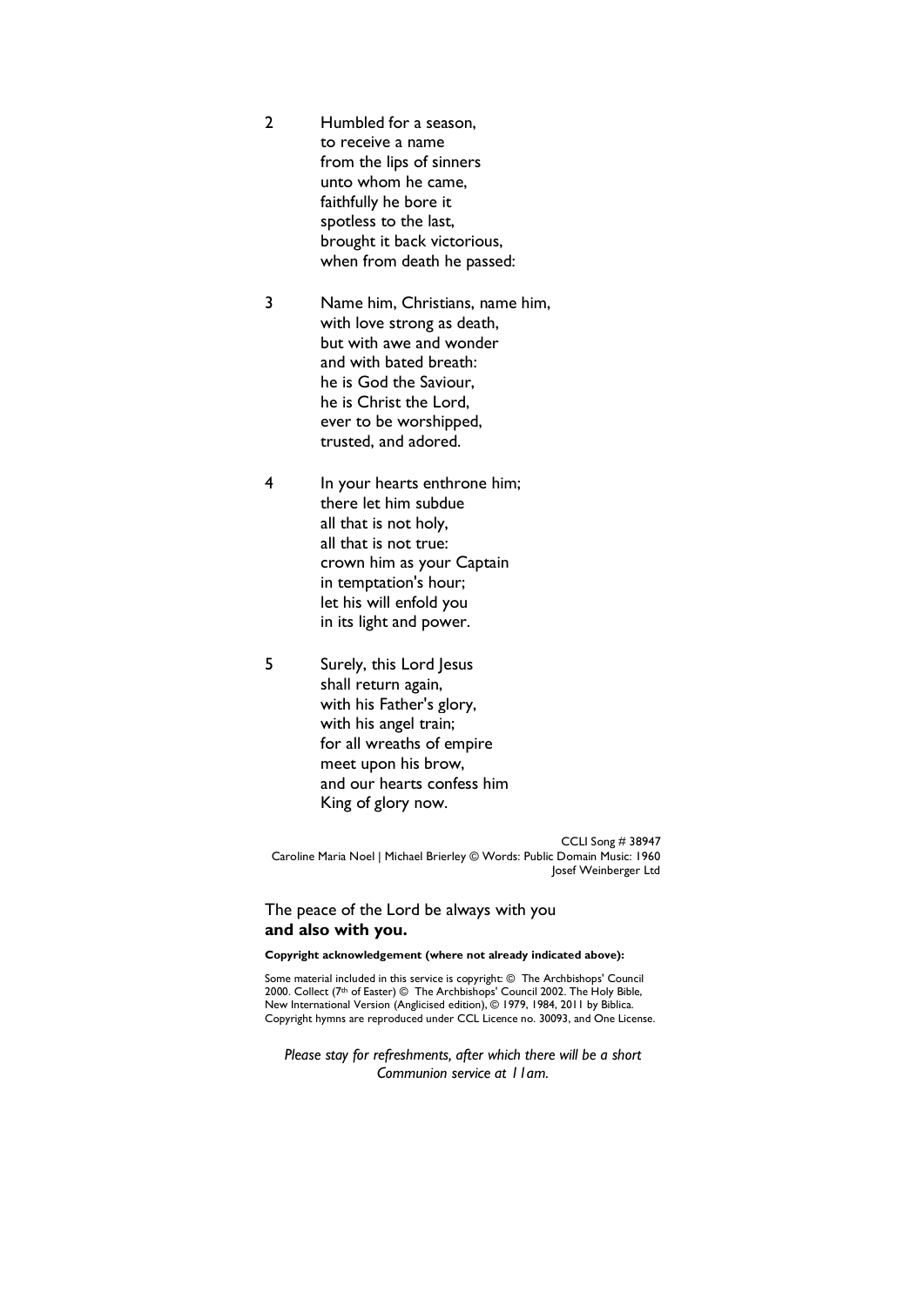2 Humbled for a season,
to receive a name
from the lips of sinners
unto whom he came,
faithfully he bore it
spotless to the last,
brought it back victorious,
when from death he passed:

3 Name him, Christians, name him,
with love strong as death,
but with awe and wonder
and with bated breath:
he is God the Saviour,
he is Christ the Lord,
ever to be worshipped,
trusted, and adored.

4 In your hearts enthrone him;
there let him subdue
all that is not holy,
all that is not true:
crown him as your Captain
in temptation's hour;
let his will enfold you
in its light and power.

5 Surely, this Lord Jesus
shall return again,
with his Father's glory,
with his angel train;
for all wreaths of empire
meet upon his brow,
and our hearts confess him
King of glory now.

CCLI Song # 38947
Caroline Maria Noel | Michael Brierley © Words: Public Domain Music: 1960 Josef Weinberger Ltd

The peace of the Lord be always with you
**and also with you.**

**Copyright acknowledgement (where not already indicated above):**

Some material included in this service is copyright: © The Archbishops' Council 2000. Collect (7th of Easter) © The Archbishops' Council 2002. The Holy Bible, New International Version (Anglicised edition), © 1979, 1984, 2011 by Biblica. Copyright hymns are reproduced under CCL Licence no. 30093, and One License.

*Please stay for refreshments, after which there will be a short Communion service at 11am.*